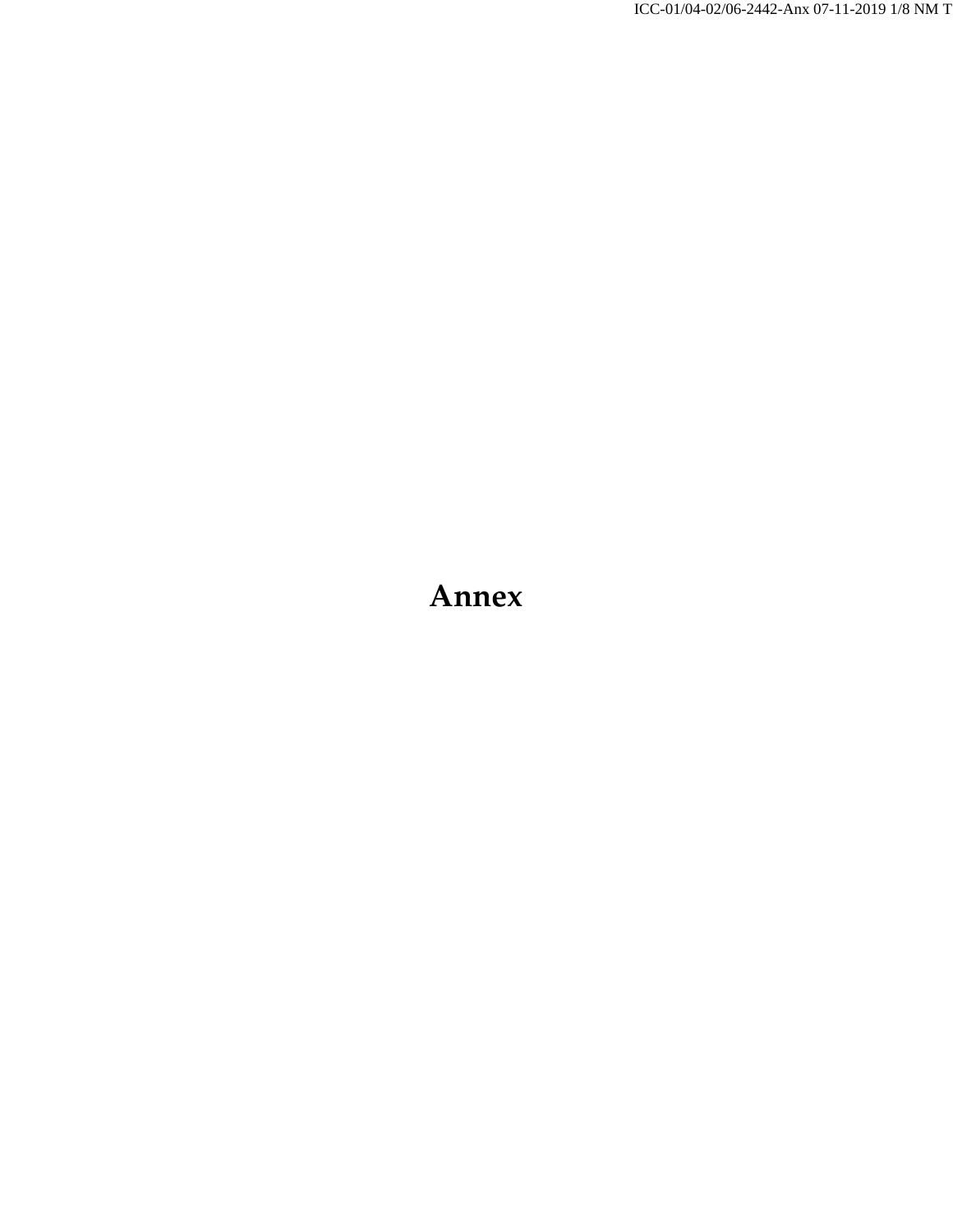# Annex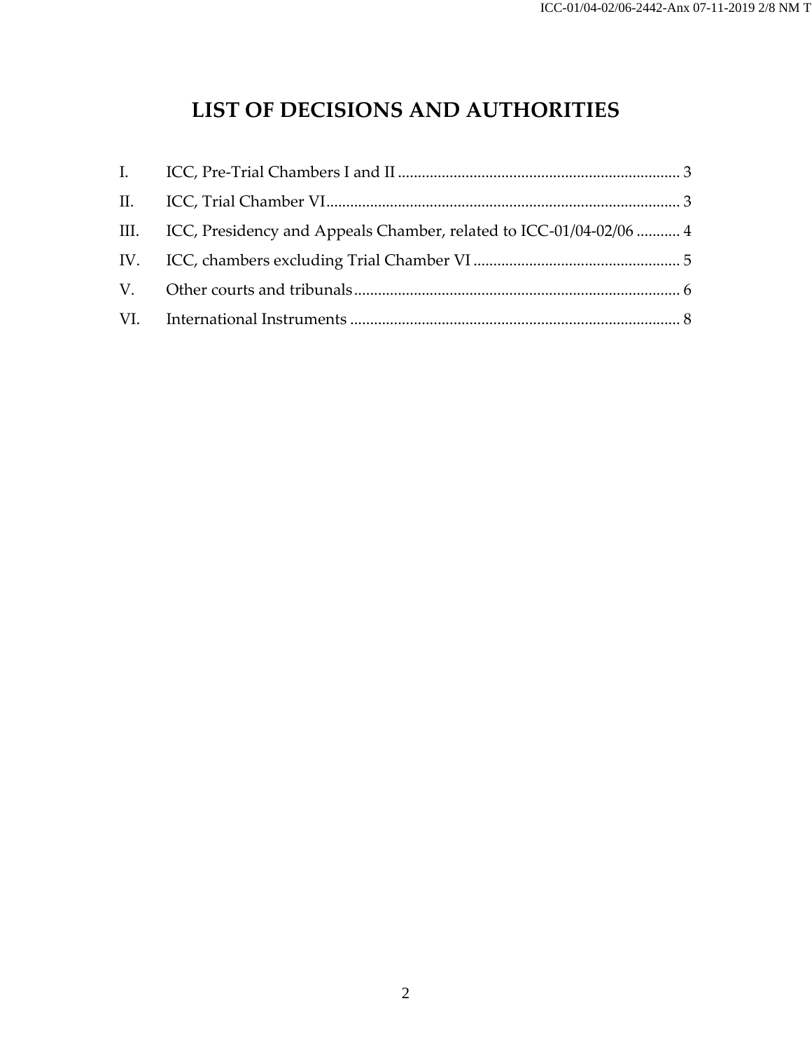# LIST OF DECISIONS AND AUTHORITIES

I. ICC, Pre-Trial Chambers I and II ........................................................................ 3

II. ICC, Trial Chamber VI........................................................................................ 3

III. ICC, Presidency and Appeals Chamber, related to ICC-01/04-02/06 ........... 4

IV. ICC, chambers excluding Trial Chamber VI .................................................... 5

V. Other courts and tribunals.................................................................................. 6

VI. International Instruments ................................................................................... 8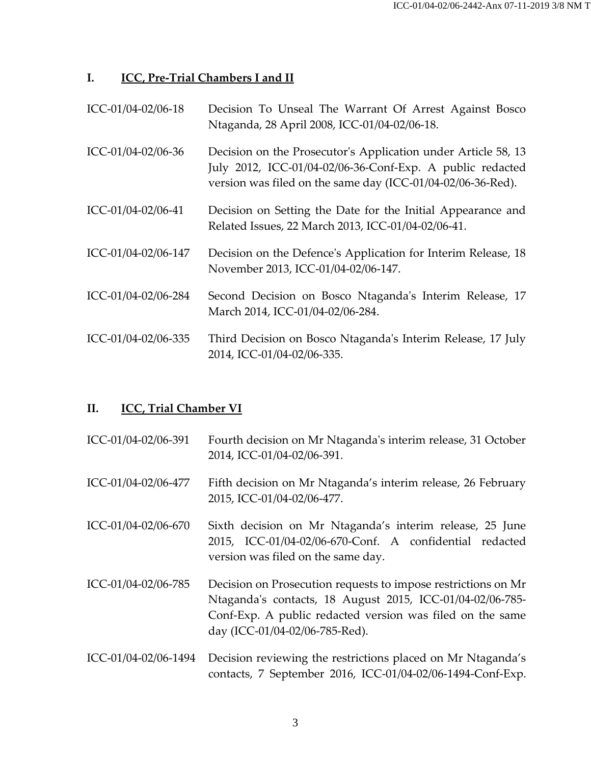## I. ICC, Pre-Trial Chambers I and II

| | |
|---|---|
| ICC-01/04-02/06-18 | Decision To Unseal The Warrant Of Arrest Against Bosco Ntaganda, 28 April 2008, ICC-01/04-02/06-18. |
| ICC-01/04-02/06-36 | Decision on the Prosecutor's Application under Article 58, 13 July 2012, ICC-01/04-02/06-36-Conf-Exp. A public redacted version was filed on the same day (ICC-01/04-02/06-36-Red). |
| ICC-01/04-02/06-41 | Decision on Setting the Date for the Initial Appearance and Related Issues, 22 March 2013, ICC-01/04-02/06-41. |
| ICC-01/04-02/06-147 | Decision on the Defence's Application for Interim Release, 18 November 2013, ICC-01/04-02/06-147. |
| ICC-01/04-02/06-284 | Second Decision on Bosco Ntaganda's Interim Release, 17 March 2014, ICC-01/04-02/06-284. |
| ICC-01/04-02/06-335 | Third Decision on Bosco Ntaganda's Interim Release, 17 July 2014, ICC-01/04-02/06-335. |

## II. ICC, Trial Chamber VI

| | |
|---|---|
| ICC-01/04-02/06-391 | Fourth decision on Mr Ntaganda's interim release, 31 October 2014, ICC-01/04-02/06-391. |
| ICC-01/04-02/06-477 | Fifth decision on Mr Ntaganda's interim release, 26 February 2015, ICC-01/04-02/06-477. |
| ICC-01/04-02/06-670 | Sixth decision on Mr Ntaganda's interim release, 25 June 2015, ICC-01/04-02/06-670-Conf. A confidential redacted version was filed on the same day. |
| ICC-01/04-02/06-785 | Decision on Prosecution requests to impose restrictions on Mr Ntaganda's contacts, 18 August 2015, ICC-01/04-02/06-785-Conf-Exp. A public redacted version was filed on the same day (ICC-01/04-02/06-785-Red). |
| ICC-01/04-02/06-1494 | Decision reviewing the restrictions placed on Mr Ntaganda's contacts, 7 September 2016, ICC-01/04-02/06-1494-Conf-Exp. |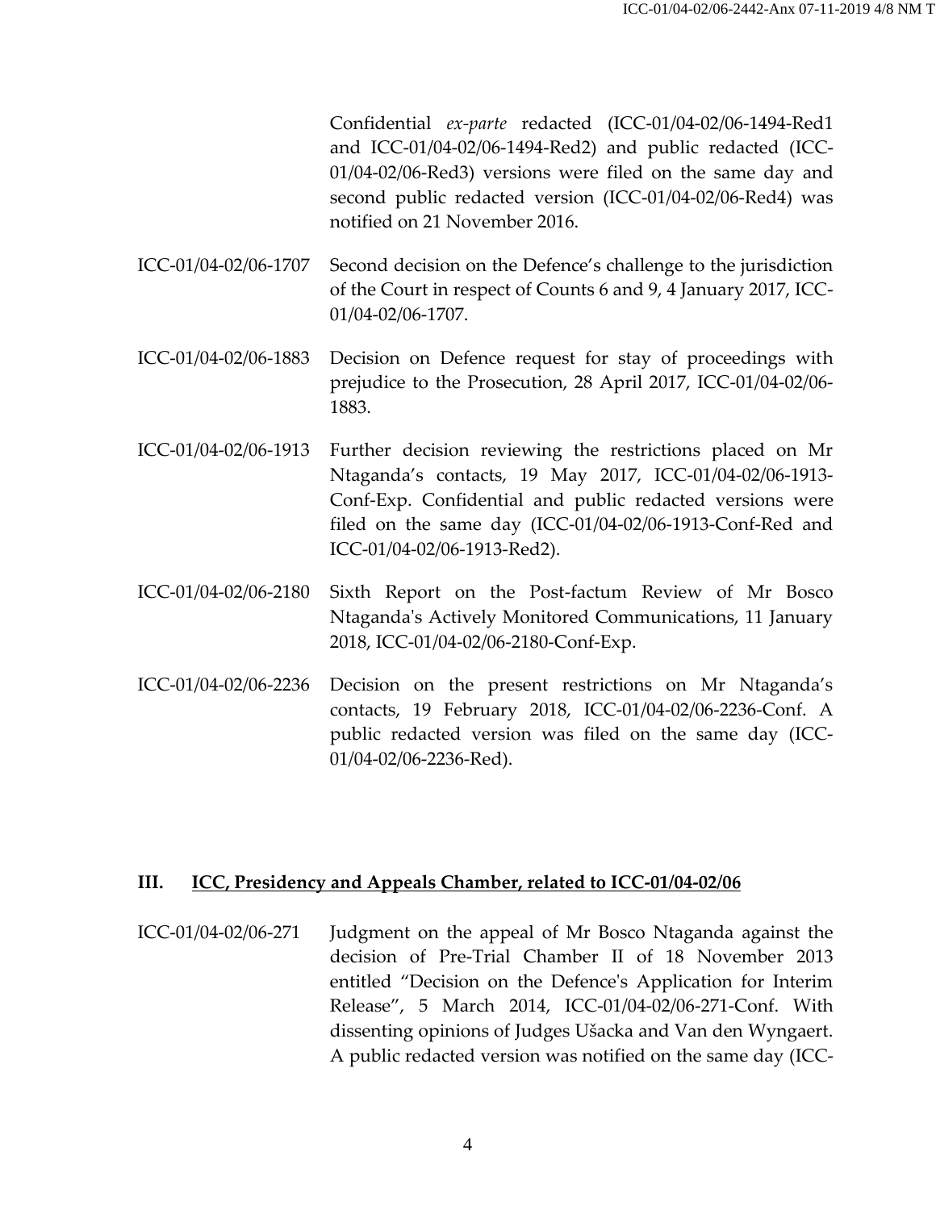Confidential *ex-parte* redacted (ICC-01/04-02/06-1494-Red1 and ICC-01/04-02/06-1494-Red2) and public redacted (ICC-01/04-02/06-Red3) versions were filed on the same day and second public redacted version (ICC-01/04-02/06-Red4) was notified on 21 November 2016.

ICC-01/04-02/06-1707 Second decision on the Defence's challenge to the jurisdiction of the Court in respect of Counts 6 and 9, 4 January 2017, ICC-01/04-02/06-1707.

ICC-01/04-02/06-1883 Decision on Defence request for stay of proceedings with prejudice to the Prosecution, 28 April 2017, ICC-01/04-02/06-1883.

ICC-01/04-02/06-1913 Further decision reviewing the restrictions placed on Mr Ntaganda's contacts, 19 May 2017, ICC-01/04-02/06-1913-Conf-Exp. Confidential and public redacted versions were filed on the same day (ICC-01/04-02/06-1913-Conf-Red and ICC-01/04-02/06-1913-Red2).

ICC-01/04-02/06-2180 Sixth Report on the Post-factum Review of Mr Bosco Ntaganda's Actively Monitored Communications, 11 January 2018, ICC-01/04-02/06-2180-Conf-Exp.

ICC-01/04-02/06-2236 Decision on the present restrictions on Mr Ntaganda's contacts, 19 February 2018, ICC-01/04-02/06-2236-Conf. A public redacted version was filed on the same day (ICC-01/04-02/06-2236-Red).

## III. ICC, Presidency and Appeals Chamber, related to ICC-01/04-02/06

ICC-01/04-02/06-271 Judgment on the appeal of Mr Bosco Ntaganda against the decision of Pre-Trial Chamber II of 18 November 2013 entitled "Decision on the Defence's Application for Interim Release", 5 March 2014, ICC-01/04-02/06-271-Conf. With dissenting opinions of Judges Ušacka and Van den Wyngaert. A public redacted version was notified on the same day (ICC-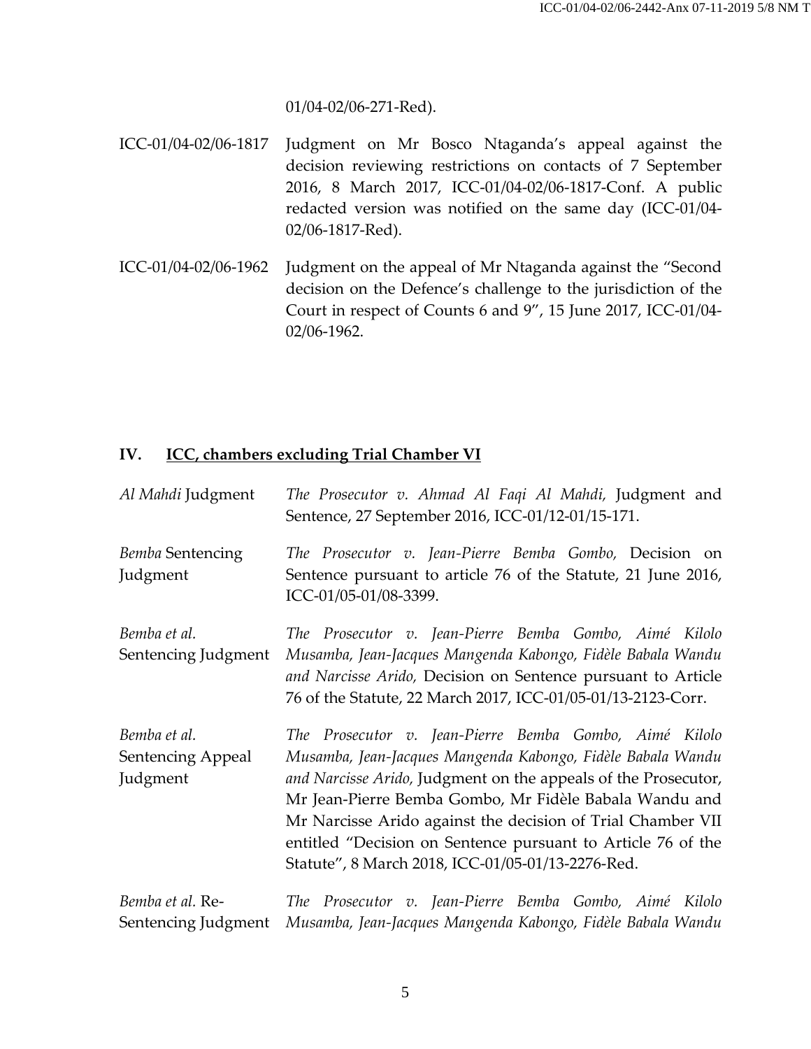01/04-02/06-271-Red).

| | |
|---|---|
| ICC-01/04-02/06-1817 | Judgment on Mr Bosco Ntaganda's appeal against the decision reviewing restrictions on contacts of 7 September 2016, 8 March 2017, ICC-01/04-02/06-1817-Conf. A public redacted version was notified on the same day (ICC-01/04-02/06-1817-Red). |
| ICC-01/04-02/06-1962 | Judgment on the appeal of Mr Ntaganda against the "Second decision on the Defence's challenge to the jurisdiction of the Court in respect of Counts 6 and 9", 15 June 2017, ICC-01/04-02/06-1962. |

## IV. <u>ICC, chambers excluding Trial Chamber VI</u>

| | |
|---|---|
| *Al Mahdi* Judgment | *The Prosecutor v. Ahmad Al Faqi Al Mahdi,* Judgment and Sentence, 27 September 2016, ICC-01/12-01/15-171. |
| *Bemba* Sentencing Judgment | *The Prosecutor v. Jean-Pierre Bemba Gombo,* Decision on Sentence pursuant to article 76 of the Statute, 21 June 2016, ICC-01/05-01/08-3399. |
| *Bemba et al.* Sentencing Judgment | *The Prosecutor v. Jean-Pierre Bemba Gombo, Aimé Kilolo Musamba, Jean-Jacques Mangenda Kabongo, Fidèle Babala Wandu and Narcisse Arido,* Decision on Sentence pursuant to Article 76 of the Statute, 22 March 2017, ICC-01/05-01/13-2123-Corr. |
| *Bemba et al.* Sentencing Appeal Judgment | *The Prosecutor v. Jean-Pierre Bemba Gombo, Aimé Kilolo Musamba, Jean-Jacques Mangenda Kabongo, Fidèle Babala Wandu and Narcisse Arido,* Judgment on the appeals of the Prosecutor, Mr Jean-Pierre Bemba Gombo, Mr Fidèle Babala Wandu and Mr Narcisse Arido against the decision of Trial Chamber VII entitled "Decision on Sentence pursuant to Article 76 of the Statute", 8 March 2018, ICC-01/05-01/13-2276-Red. |
| *Bemba et al.* Re-Sentencing Judgment | *The Prosecutor v. Jean-Pierre Bemba Gombo, Aimé Kilolo Musamba, Jean-Jacques Mangenda Kabongo, Fidèle Babala Wandu* |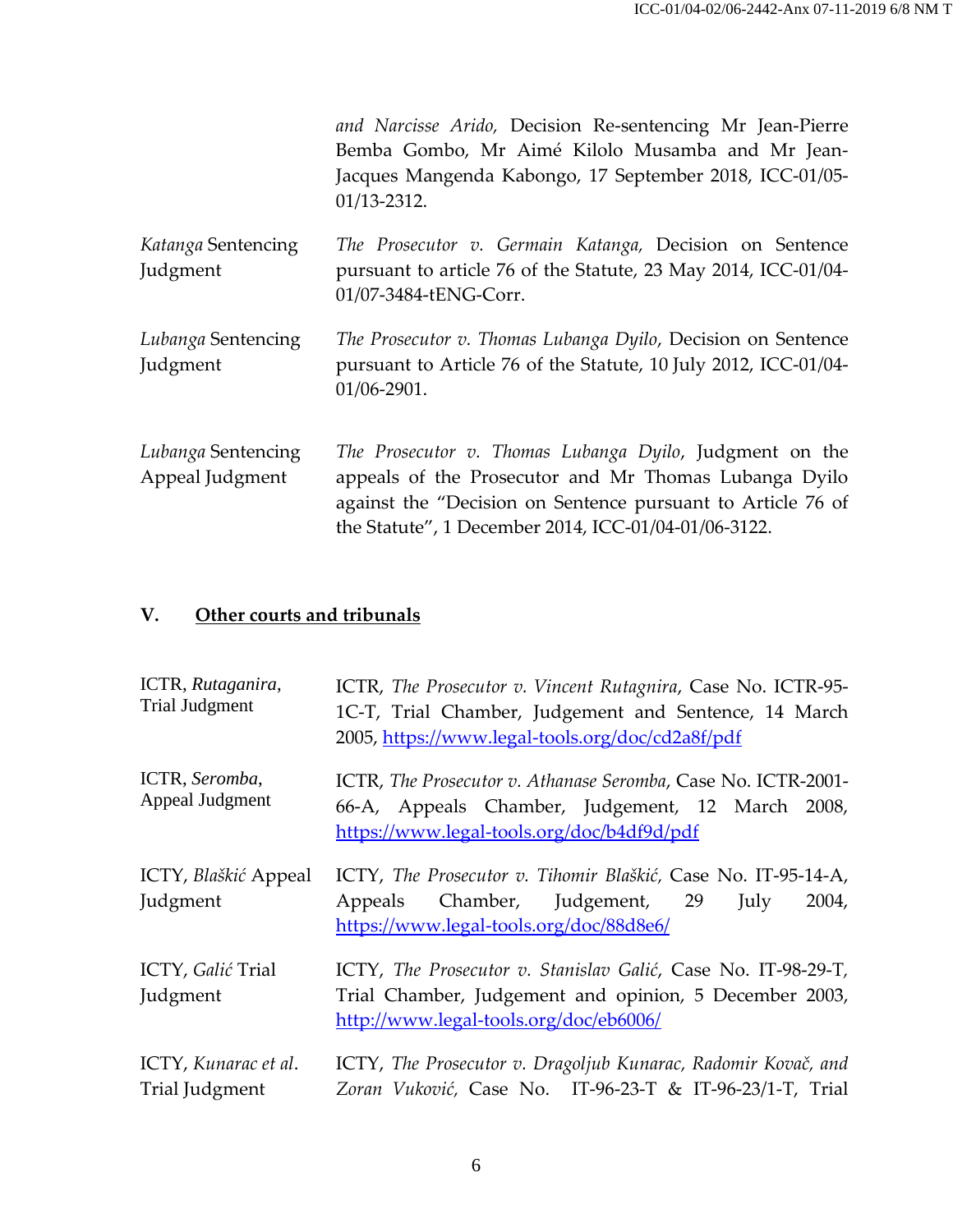| | |
|---|---|
| | *and Narcisse Arido,* Decision Re-sentencing Mr Jean-Pierre Bemba Gombo, Mr Aimé Kilolo Musamba and Mr Jean-Jacques Mangenda Kabongo, 17 September 2018, ICC-01/05-01/13-2312. |
| *Katanga* Sentencing Judgment | *The Prosecutor v. Germain Katanga,* Decision on Sentence pursuant to article 76 of the Statute, 23 May 2014, ICC-01/04-01/07-3484-tENG-Corr. |
| *Lubanga* Sentencing Judgment | *The Prosecutor v. Thomas Lubanga Dyilo*, Decision on Sentence pursuant to Article 76 of the Statute, 10 July 2012, ICC-01/04-01/06-2901. |
| *Lubanga* Sentencing Appeal Judgment | *The Prosecutor v. Thomas Lubanga Dyilo*, Judgment on the appeals of the Prosecutor and Mr Thomas Lubanga Dyilo against the "Decision on Sentence pursuant to Article 76 of the Statute", 1 December 2014, ICC-01/04-01/06-3122. |

## V. Other courts and tribunals

| | |
|---|---|
| ICTR, *Rutaganira*, Trial Judgment | ICTR, *The Prosecutor v. Vincent Rutagnira*, Case No. ICTR-95-1C-T, Trial Chamber, Judgement and Sentence, 14 March 2005, https://www.legal-tools.org/doc/cd2a8f/pdf |
| ICTR, *Seromba*, Appeal Judgment | ICTR, *The Prosecutor v. Athanase Seromba*, Case No. ICTR-2001-66-A, Appeals Chamber, Judgement, 12 March 2008, https://www.legal-tools.org/doc/b4df9d/pdf |
| ICTY, *Blaškić* Appeal Judgment | ICTY, *The Prosecutor v. Tihomir Blaškić,* Case No. IT-95-14-A, Appeals Chamber, Judgement, 29 July 2004, https://www.legal-tools.org/doc/88d8e6/ |
| ICTY, *Galić* Trial Judgment | ICTY, *The Prosecutor v. Stanislav Galić,* Case No. IT-98-29-T, Trial Chamber, Judgement and opinion, 5 December 2003, http://www.legal-tools.org/doc/eb6006/ |
| ICTY, *Kunarac et al*. Trial Judgment | ICTY, *The Prosecutor v. Dragoljub Kunarac, Radomir Kovač, and Zoran Vuković,* Case No. IT-96-23-T & IT-96-23/1-T, Trial |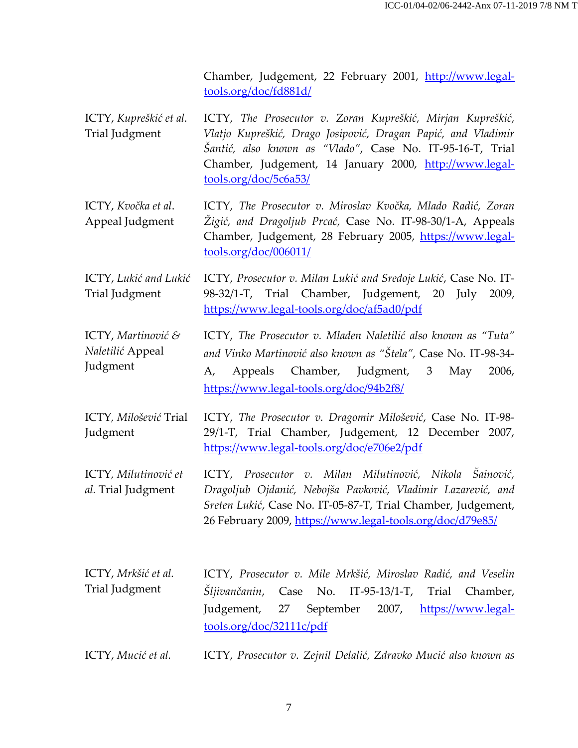| | |
|---|---|
| | Chamber, Judgement, 22 February 2001, http://www.legal-tools.org/doc/fd881d/ |
| ICTY, *Kupreškić et al.* Trial Judgment | ICTY, *The Prosecutor v. Zoran Kupreškić, Mirjan Kupreškić, Vlatjo Kupreškić, Drago Josipović, Dragan Papić, and Vladimir Šantić, also known as "Vlado"*, Case No. IT-95-16-T, Trial Chamber, Judgement, 14 January 2000, http://www.legal-tools.org/doc/5c6a53/ |
| ICTY, *Kvočka et al*. Appeal Judgment | ICTY, *The Prosecutor v. Miroslav Kvočka, Mlado Radić, Zoran Žigić, and Dragoljub Prcać,* Case No. IT-98-30/1-A, Appeals Chamber, Judgement, 28 February 2005, https://www.legal-tools.org/doc/006011/ |
| ICTY, *Lukić and Lukić* Trial Judgment | ICTY, *Prosecutor v. Milan Lukić and Sredoje Lukić*, Case No. IT-98-32/1-T, Trial Chamber, Judgement, 20 July 2009, https://www.legal-tools.org/doc/af5ad0/pdf |
| ICTY, *Martinović & Naletilić* Appeal Judgment | ICTY, *The Prosecutor v. Mladen Naletilić also known as "Tuta" and Vinko Martinović also known as "Štela"*, Case No. IT-98-34-A, Appeals Chamber, Judgment, 3 May 2006, https://www.legal-tools.org/doc/94b2f8/ |
| ICTY, *Milošević* Trial Judgment | ICTY, *The Prosecutor v. Dragomir Milošević*, Case No. IT-98-29/1-T, Trial Chamber, Judgement, 12 December 2007, https://www.legal-tools.org/doc/e706e2/pdf |
| ICTY, *Milutinović et al.* Trial Judgment | ICTY, *Prosecutor v. Milan Milutinović, Nikola Šainović, Dragoljub Ojdanić, Nebojša Pavković, Vladimir Lazarević, and Sreten Lukić*, Case No. IT-05-87-T, Trial Chamber, Judgement, 26 February 2009, https://www.legal-tools.org/doc/d79e85/ |
| ICTY, *Mrkšić et al.* Trial Judgment | ICTY, *Prosecutor v. Mile Mrkšić, Miroslav Radić, and Veselin Šljivančanin*, Case No. IT-95-13/1-T, Trial Chamber, Judgement, 27 September 2007, https://www.legal-tools.org/doc/32111c/pdf |
| ICTY, *Mucić et al.* | ICTY, *Prosecutor v. Zejnil Delalić, Zdravko Mucić also known as* |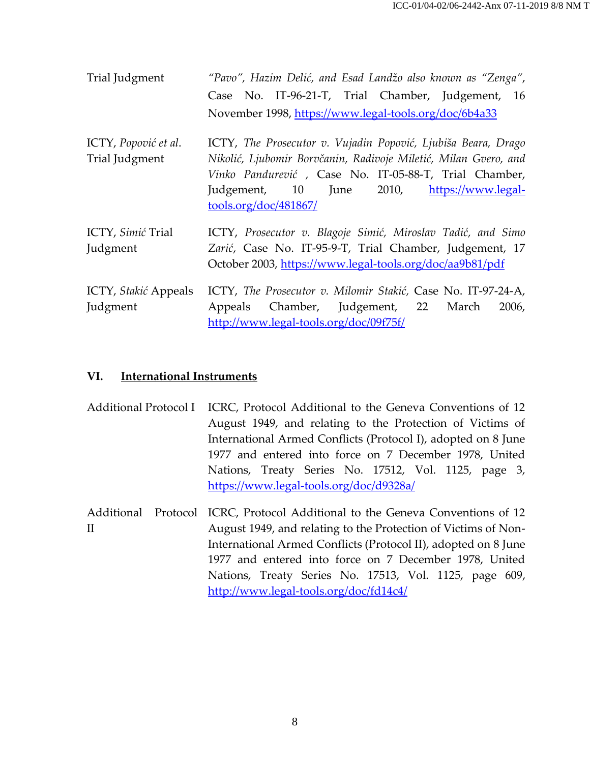| | |
|---|---|
| Trial Judgment | *"Pavo", Hazim Delić, and Esad Landžo also known as "Zenga"*, Case No. IT-96-21-T, Trial Chamber, Judgement, 16 November 1998, https://www.legal-tools.org/doc/6b4a33 |
| ICTY, *Popović et al*. Trial Judgment | ICTY, *The Prosecutor v. Vujadin Popović, Ljubiša Beara, Drago Nikolić, Ljubomir Borvčanin, Radivoje Miletić, Milan Gvero, and Vinko Pandurević* , Case No. IT-05-88-T, Trial Chamber, Judgement, 10 June 2010, https://www.legal-tools.org/doc/481867/ |
| ICTY, *Simić* Trial Judgment | ICTY, *Prosecutor v. Blagoje Simić, Miroslav Tadić, and Simo Zarić*, Case No. IT-95-9-T, Trial Chamber, Judgement, 17 October 2003, https://www.legal-tools.org/doc/aa9b81/pdf |
| ICTY, *Stakić* Appeals Judgment | ICTY, *The Prosecutor v. Milomir Stakić,* Case No. IT-97-24-A, Appeals Chamber, Judgement, 22 March 2006, http://www.legal-tools.org/doc/09f75f/ |

## VI. International Instruments

| | |
|---|---|
| Additional Protocol I | ICRC, Protocol Additional to the Geneva Conventions of 12 August 1949, and relating to the Protection of Victims of International Armed Conflicts (Protocol I), adopted on 8 June 1977 and entered into force on 7 December 1978, United Nations, Treaty Series No. 17512, Vol. 1125, page 3, https://www.legal-tools.org/doc/d9328a/ |
| Additional Protocol II | ICRC, Protocol Additional to the Geneva Conventions of 12 August 1949, and relating to the Protection of Victims of Non-International Armed Conflicts (Protocol II), adopted on 8 June 1977 and entered into force on 7 December 1978, United Nations, Treaty Series No. 17513, Vol. 1125, page 609, http://www.legal-tools.org/doc/fd14c4/ |